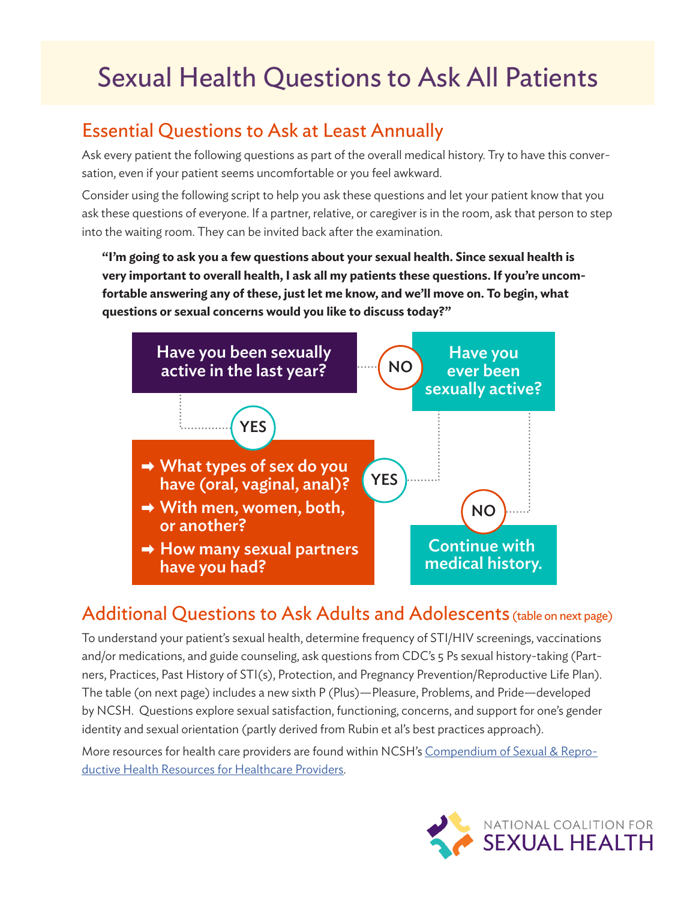# Sexual Health Questions to Ask All Patients

## Essential Questions to Ask at Least Annually

Ask every patient the following questions as part of the overall medical history. Try to have this conversation, even if your patient seems uncomfortable or you feel awkward.

Consider using the following script to help you ask these questions and let your patient know that you ask these questions of everyone. If a partner, relative, or caregiver is in the room, ask that person to step into the waiting room. They can be invited back after the examination.

> **"I'm going to ask you a few questions about your sexual health. Since sexual health is very important to overall health, I ask all my patients these questions. If you're uncomfortable answering any of these, just let me know, and we'll move on. To begin, what questions or sexual concerns would you like to discuss today?"**

**Have you been sexually active in the last year?**

- **YES** →
  - ➡ What types of sex do you have (oral, vaginal, anal)?
  - ➡ With men, women, both, or another?
  - ➡ How many sexual partners have you had?
- **NO** → **Have you ever been sexually active?**
  - **YES** → (go to the questions above)
  - **NO** → **Continue with medical history.**

## Additional Questions to Ask Adults and Adolescents (table on next page)

To understand your patient's sexual health, determine frequency of STI/HIV screenings, vaccinations and/or medications, and guide counseling, ask questions from CDC's 5 Ps sexual history-taking (Partners, Practices, Past History of STI(s), Protection, and Pregnancy Prevention/Reproductive Life Plan). The table (on next page) includes a new sixth P (Plus)—Pleasure, Problems, and Pride—developed by NCSH. Questions explore sexual satisfaction, functioning, concerns, and support for one's gender identity and sexual orientation (partly derived from Rubin et al's best practices approach).

More resources for health care providers are found within NCSH's [Compendium of Sexual & Reproductive Health Resources for Healthcare Providers](#).

NATIONAL COALITION FOR SEXUAL HEALTH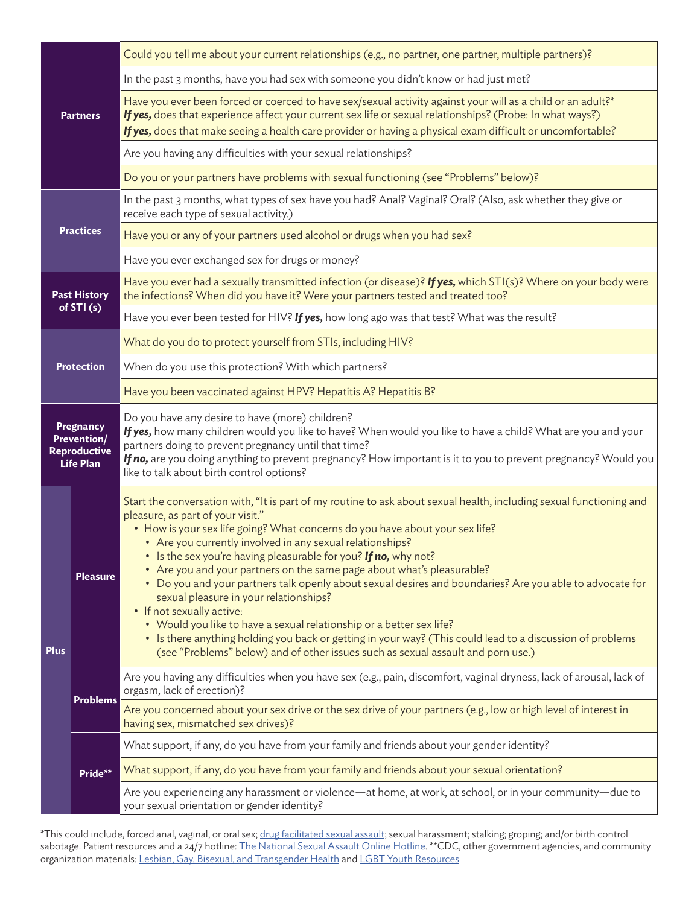| | | |
|---|---|---|
| **Partners** | | Could you tell me about your current relationships (e.g., no partner, one partner, multiple partners)? |
| | | In the past 3 months, have you had sex with someone you didn't know or had just met? |
| | | Have you ever been forced or coerced to have sex/sexual activity against your will as a child or an adult?* ***If yes,*** does that experience affect your current sex life or sexual relationships? (Probe: In what ways?) ***If yes,*** does that make seeing a health care provider or having a physical exam difficult or uncomfortable? |
| | | Are you having any difficulties with your sexual relationships? |
| | | Do you or your partners have problems with sexual functioning (see "Problems" below)? |
| **Practices** | | In the past 3 months, what types of sex have you had? Anal? Vaginal? Oral? (Also, ask whether they give or receive each type of sexual activity.) |
| | | Have you or any of your partners used alcohol or drugs when you had sex? |
| | | Have you ever exchanged sex for drugs or money? |
| **Past History of STI (s)** | | Have you ever had a sexually transmitted infection (or disease)? ***If yes,*** which STI(s)? Where on your body were the infections? When did you have it? Were your partners tested and treated too? |
| | | Have you ever been tested for HIV? ***If yes,*** how long ago was that test? What was the result? |
| **Protection** | | What do you do to protect yourself from STIs, including HIV? |
| | | When do you use this protection? With which partners? |
| | | Have you been vaccinated against HPV? Hepatitis A? Hepatitis B? |
| **Pregnancy Prevention/ Reproductive Life Plan** | | Do you have any desire to have (more) children? ***If yes,*** how many children would you like to have? When would you like to have a child? What are you and your partners doing to prevent pregnancy until that time? ***If no,*** are you doing anything to prevent pregnancy? How important is it to you to prevent pregnancy? Would you like to talk about birth control options? |
| **Plus** | **Pleasure** | Start the conversation with, "It is part of my routine to ask about sexual health, including sexual functioning and pleasure, as part of your visit." • How is your sex life going? What concerns do you have about your sex life? • Are you currently involved in any sexual relationships? • Is the sex you're having pleasurable for you? ***If no,*** why not? • Are you and your partners on the same page about what's pleasurable? • Do you and your partners talk openly about sexual desires and boundaries? Are you able to advocate for sexual pleasure in your relationships? • If not sexually active: • Would you like to have a sexual relationship or a better sex life? • Is there anything holding you back or getting in your way? (This could lead to a discussion of problems (see "Problems" below) and of other issues such as sexual assault and porn use.) |
| | **Problems** | Are you having any difficulties when you have sex (e.g., pain, discomfort, vaginal dryness, lack of arousal, lack of orgasm, lack of erection)? |
| | | Are you concerned about your sex drive or the sex drive of your partners (e.g., low or high level of interest in having sex, mismatched sex drives)? |
| | **Pride**** | What support, if any, do you have from your family and friends about your gender identity? |
| | | What support, if any, do you have from your family and friends about your sexual orientation? |
| | | Are you experiencing any harassment or violence—at home, at work, at school, or in your community—due to your sexual orientation or gender identity? |

*This could include, forced anal, vaginal, or oral sex; drug facilitated sexual assault; sexual harassment; stalking; groping; and/or birth control sabotage. Patient resources and a 24/7 hotline: The National Sexual Assault Online Hotline. **CDC, other government agencies, and community organization materials: Lesbian, Gay, Bisexual, and Transgender Health and LGBT Youth Resources